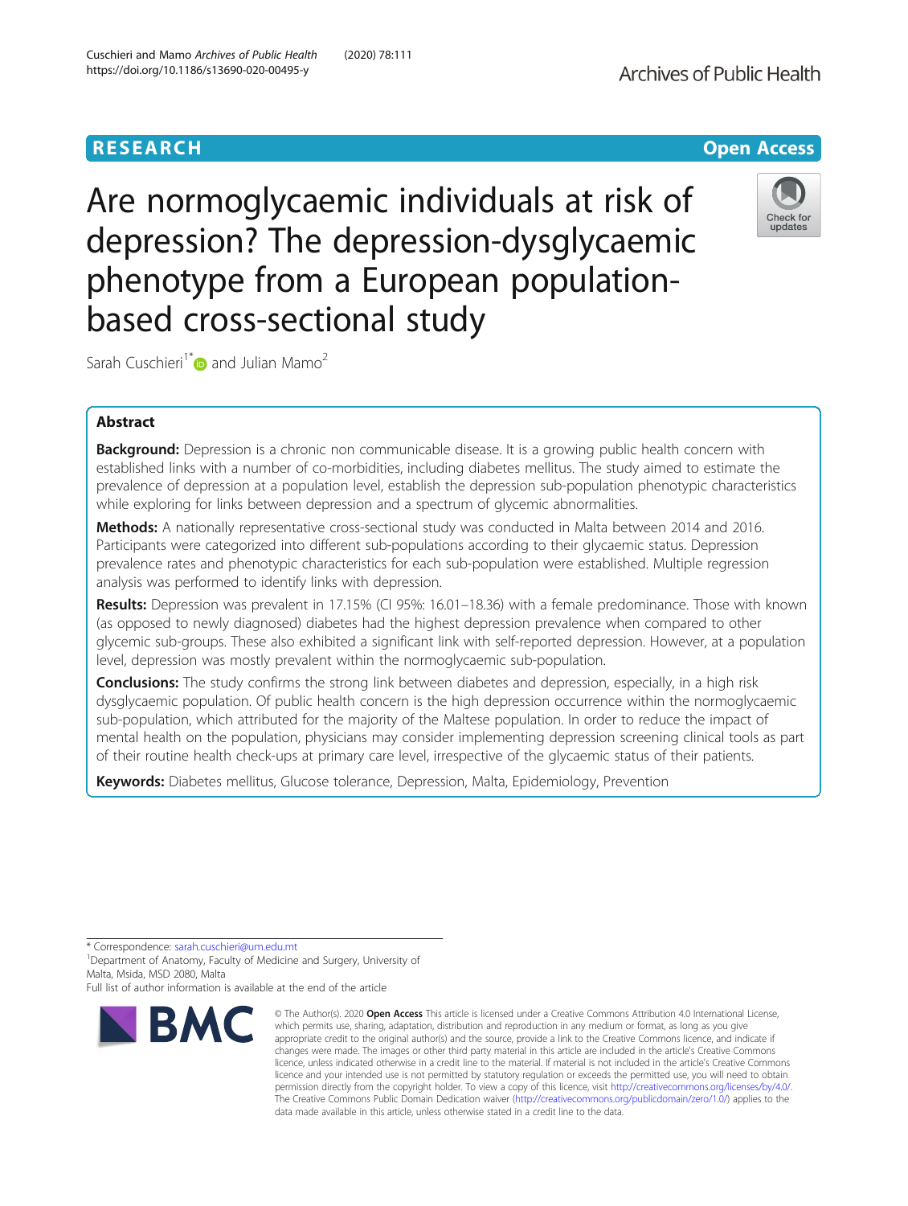RESEARCH

Open Access

# Are normoglycaemic individuals at risk of depression? The depression-dysglycaemic phenotype from a European population-based cross-sectional study

Sarah Cuschieri[1*] and Julian Mamo[2]

## Abstract

**Background:** Depression is a chronic non communicable disease. It is a growing public health concern with established links with a number of co-morbidities, including diabetes mellitus. The study aimed to estimate the prevalence of depression at a population level, establish the depression sub-population phenotypic characteristics while exploring for links between depression and a spectrum of glycemic abnormalities.

**Methods:** A nationally representative cross-sectional study was conducted in Malta between 2014 and 2016. Participants were categorized into different sub-populations according to their glycaemic status. Depression prevalence rates and phenotypic characteristics for each sub-population were established. Multiple regression analysis was performed to identify links with depression.

**Results:** Depression was prevalent in 17.15% (CI 95%: 16.01–18.36) with a female predominance. Those with known (as opposed to newly diagnosed) diabetes had the highest depression prevalence when compared to other glycemic sub-groups. These also exhibited a significant link with self-reported depression. However, at a population level, depression was mostly prevalent within the normoglycaemic sub-population.

**Conclusions:** The study confirms the strong link between diabetes and depression, especially, in a high risk dysglycaemic population. Of public health concern is the high depression occurrence within the normoglycaemic sub-population, which attributed for the majority of the Maltese population. In order to reduce the impact of mental health on the population, physicians may consider implementing depression screening clinical tools as part of their routine health check-ups at primary care level, irrespective of the glycaemic status of their patients.

**Keywords:** Diabetes mellitus, Glucose tolerance, Depression, Malta, Epidemiology, Prevention

---

* Correspondence: sarah.cuschieri@um.edu.mt

[1]Department of Anatomy, Faculty of Medicine and Surgery, University of Malta, Msida, MSD 2080, Malta

Full list of author information is available at the end of the article

© The Author(s). 2020 **Open Access** This article is licensed under a Creative Commons Attribution 4.0 International License, which permits use, sharing, adaptation, distribution and reproduction in any medium or format, as long as you give appropriate credit to the original author(s) and the source, provide a link to the Creative Commons licence, and indicate if changes were made. The images or other third party material in this article are included in the article's Creative Commons licence, unless indicated otherwise in a credit line to the material. If material is not included in the article's Creative Commons licence and your intended use is not permitted by statutory regulation or exceeds the permitted use, you will need to obtain permission directly from the copyright holder. To view a copy of this licence, visit http://creativecommons.org/licenses/by/4.0/. The Creative Commons Public Domain Dedication waiver (http://creativecommons.org/publicdomain/zero/1.0/) applies to the data made available in this article, unless otherwise stated in a credit line to the data.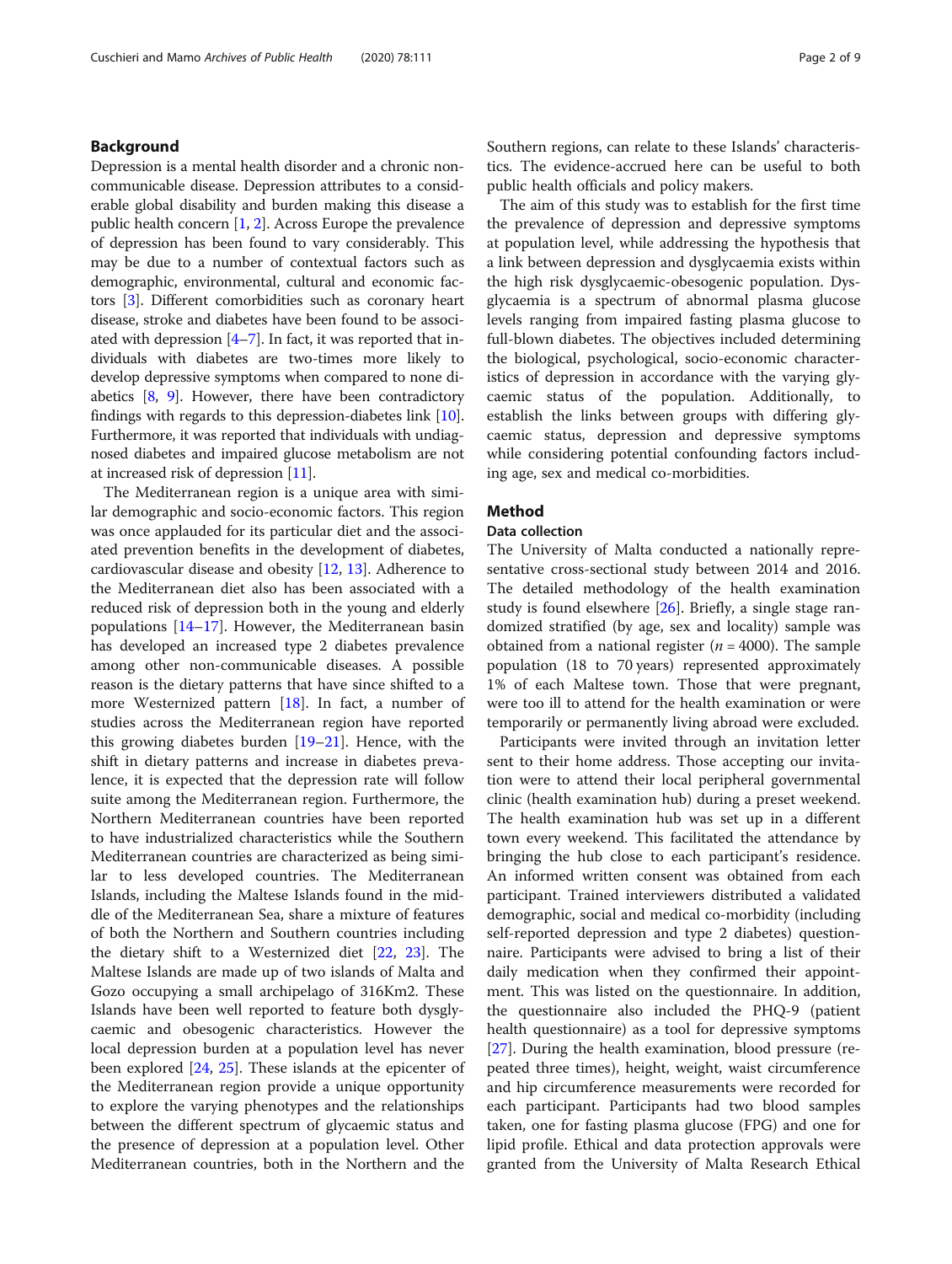## Background

Depression is a mental health disorder and a chronic non-communicable disease. Depression attributes to a considerable global disability and burden making this disease a public health concern [1, 2]. Across Europe the prevalence of depression has been found to vary considerably. This may be due to a number of contextual factors such as demographic, environmental, cultural and economic factors [3]. Different comorbidities such as coronary heart disease, stroke and diabetes have been found to be associated with depression [4–7]. In fact, it was reported that individuals with diabetes are two-times more likely to develop depressive symptoms when compared to none diabetics [8, 9]. However, there have been contradictory findings with regards to this depression-diabetes link [10]. Furthermore, it was reported that individuals with undiagnosed diabetes and impaired glucose metabolism are not at increased risk of depression [11].

The Mediterranean region is a unique area with similar demographic and socio-economic factors. This region was once applauded for its particular diet and the associated prevention benefits in the development of diabetes, cardiovascular disease and obesity [12, 13]. Adherence to the Mediterranean diet also has been associated with a reduced risk of depression both in the young and elderly populations [14–17]. However, the Mediterranean basin has developed an increased type 2 diabetes prevalence among other non-communicable diseases. A possible reason is the dietary patterns that have since shifted to a more Westernized pattern [18]. In fact, a number of studies across the Mediterranean region have reported this growing diabetes burden [19–21]. Hence, with the shift in dietary patterns and increase in diabetes prevalence, it is expected that the depression rate will follow suite among the Mediterranean region. Furthermore, the Northern Mediterranean countries have been reported to have industrialized characteristics while the Southern Mediterranean countries are characterized as being similar to less developed countries. The Mediterranean Islands, including the Maltese Islands found in the middle of the Mediterranean Sea, share a mixture of features of both the Northern and Southern countries including the dietary shift to a Westernized diet [22, 23]. The Maltese Islands are made up of two islands of Malta and Gozo occupying a small archipelago of 316Km2. These Islands have been well reported to feature both dysglycaemic and obesogenic characteristics. However the local depression burden at a population level has never been explored [24, 25]. These islands at the epicenter of the Mediterranean region provide a unique opportunity to explore the varying phenotypes and the relationships between the different spectrum of glycaemic status and the presence of depression at a population level. Other Mediterranean countries, both in the Northern and the Southern regions, can relate to these Islands' characteristics. The evidence-accrued here can be useful to both public health officials and policy makers.

The aim of this study was to establish for the first time the prevalence of depression and depressive symptoms at population level, while addressing the hypothesis that a link between depression and dysglycaemia exists within the high risk dysglycaemic-obesogenic population. Dysglycaemia is a spectrum of abnormal plasma glucose levels ranging from impaired fasting plasma glucose to full-blown diabetes. The objectives included determining the biological, psychological, socio-economic characteristics of depression in accordance with the varying glycaemic status of the population. Additionally, to establish the links between groups with differing glycaemic status, depression and depressive symptoms while considering potential confounding factors including age, sex and medical co-morbidities.

## Method

### Data collection

The University of Malta conducted a nationally representative cross-sectional study between 2014 and 2016. The detailed methodology of the health examination study is found elsewhere [26]. Briefly, a single stage randomized stratified (by age, sex and locality) sample was obtained from a national register ($n = 4000$). The sample population (18 to 70 years) represented approximately 1% of each Maltese town. Those that were pregnant, were too ill to attend for the health examination or were temporarily or permanently living abroad were excluded.

Participants were invited through an invitation letter sent to their home address. Those accepting our invitation were to attend their local peripheral governmental clinic (health examination hub) during a preset weekend. The health examination hub was set up in a different town every weekend. This facilitated the attendance by bringing the hub close to each participant's residence. An informed written consent was obtained from each participant. Trained interviewers distributed a validated demographic, social and medical co-morbidity (including self-reported depression and type 2 diabetes) questionnaire. Participants were advised to bring a list of their daily medication when they confirmed their appointment. This was listed on the questionnaire. In addition, the questionnaire also included the PHQ-9 (patient health questionnaire) as a tool for depressive symptoms [27]. During the health examination, blood pressure (repeated three times), height, weight, waist circumference and hip circumference measurements were recorded for each participant. Participants had two blood samples taken, one for fasting plasma glucose (FPG) and one for lipid profile. Ethical and data protection approvals were granted from the University of Malta Research Ethical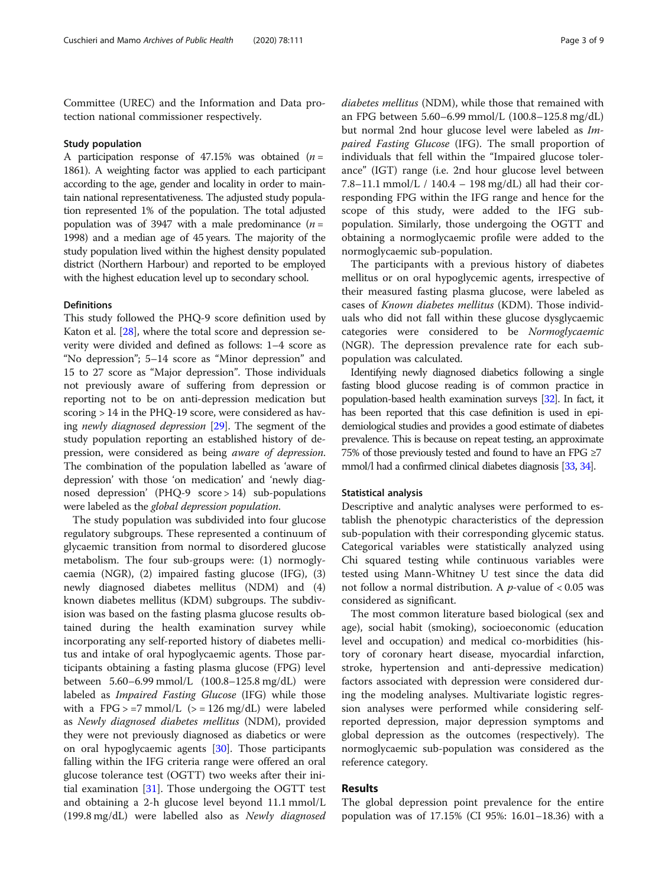Committee (UREC) and the Information and Data protection national commissioner respectively.

### Study population

A participation response of 47.15% was obtained ($n$ = 1861). A weighting factor was applied to each participant according to the age, gender and locality in order to maintain national representativeness. The adjusted study population represented 1% of the population. The total adjusted population was of 3947 with a male predominance ($n$ = 1998) and a median age of 45 years. The majority of the study population lived within the highest density populated district (Northern Harbour) and reported to be employed with the highest education level up to secondary school.

### Definitions

This study followed the PHQ-9 score definition used by Katon et al. [28], where the total score and depression severity were divided and defined as follows: 1–4 score as "No depression"; 5–14 score as "Minor depression" and 15 to 27 score as "Major depression". Those individuals not previously aware of suffering from depression or reporting not to be on anti-depression medication but scoring > 14 in the PHQ-19 score, were considered as having *newly diagnosed depression* [29]. The segment of the study population reporting an established history of depression, were considered as being *aware of depression*. The combination of the population labelled as 'aware of depression' with those 'on medication' and 'newly diagnosed depression' (PHQ-9 score > 14) sub-populations were labeled as the *global depression population*.

The study population was subdivided into four glucose regulatory subgroups. These represented a continuum of glycaemic transition from normal to disordered glucose metabolism. The four sub-groups were: (1) normoglycaemia (NGR), (2) impaired fasting glucose (IFG), (3) newly diagnosed diabetes mellitus (NDM) and (4) known diabetes mellitus (KDM) subgroups. The subdivision was based on the fasting plasma glucose results obtained during the health examination survey while incorporating any self-reported history of diabetes mellitus and intake of oral hypoglycaemic agents. Those participants obtaining a fasting plasma glucose (FPG) level between 5.60–6.99 mmol/L (100.8–125.8 mg/dL) were labeled as *Impaired Fasting Glucose* (IFG) while those with a FPG > =7 mmol/L (> = 126 mg/dL) were labeled as *Newly diagnosed diabetes mellitus* (NDM), provided they were not previously diagnosed as diabetics or were on oral hypoglycaemic agents [30]. Those participants falling within the IFG criteria range were offered an oral glucose tolerance test (OGTT) two weeks after their initial examination [31]. Those undergoing the OGTT test and obtaining a 2-h glucose level beyond 11.1 mmol/L (199.8 mg/dL) were labelled also as *Newly diagnosed diabetes mellitus* (NDM), while those that remained with an FPG between 5.60–6.99 mmol/L (100.8–125.8 mg/dL) but normal 2nd hour glucose level were labeled as *Impaired Fasting Glucose* (IFG). The small proportion of individuals that fell within the "Impaired glucose tolerance" (IGT) range (i.e. 2nd hour glucose level between 7.8–11.1 mmol/L / 140.4 – 198 mg/dL) all had their corresponding FPG within the IFG range and hence for the scope of this study, were added to the IFG sub-population. Similarly, those undergoing the OGTT and obtaining a normoglycaemic profile were added to the normoglycaemic sub-population.

The participants with a previous history of diabetes mellitus or on oral hypoglycemic agents, irrespective of their measured fasting plasma glucose, were labeled as cases of *Known diabetes mellitus* (KDM). Those individuals who did not fall within these glucose dysglycaemic categories were considered to be *Normoglycaemic* (NGR). The depression prevalence rate for each sub-population was calculated.

Identifying newly diagnosed diabetics following a single fasting blood glucose reading is of common practice in population-based health examination surveys [32]. In fact, it has been reported that this case definition is used in epidemiological studies and provides a good estimate of diabetes prevalence. This is because on repeat testing, an approximate 75% of those previously tested and found to have an FPG ≥7 mmol/l had a confirmed clinical diabetes diagnosis [33, 34].

### Statistical analysis

Descriptive and analytic analyses were performed to establish the phenotypic characteristics of the depression sub-population with their corresponding glycemic status. Categorical variables were statistically analyzed using Chi squared testing while continuous variables were tested using Mann-Whitney U test since the data did not follow a normal distribution. A $p$-value of < 0.05 was considered as significant.

The most common literature based biological (sex and age), social habit (smoking), socioeconomic (education level and occupation) and medical co-morbidities (history of coronary heart disease, myocardial infarction, stroke, hypertension and anti-depressive medication) factors associated with depression were considered during the modeling analyses. Multivariate logistic regression analyses were performed while considering self-reported depression, major depression symptoms and global depression as the outcomes (respectively). The normoglycaemic sub-population was considered as the reference category.

## Results

The global depression point prevalence for the entire population was of 17.15% (CI 95%: 16.01–18.36) with a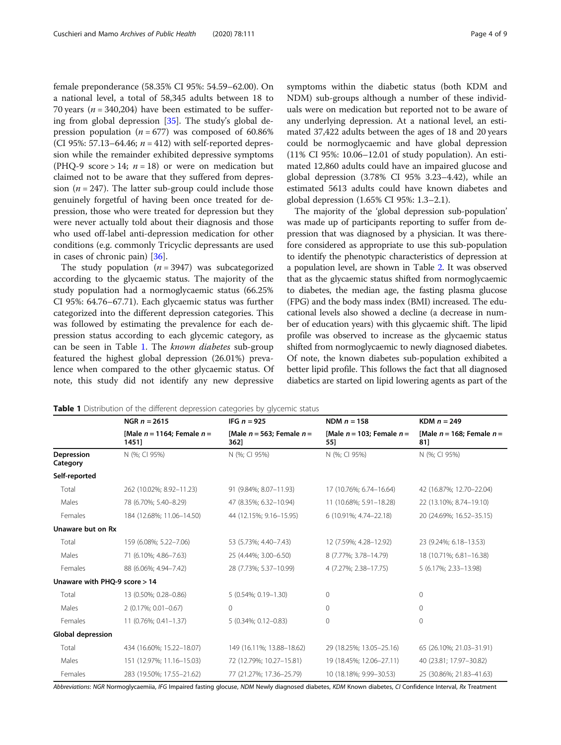female preponderance (58.35% CI 95%: 54.59–62.00). On a national level, a total of 58,345 adults between 18 to 70 years ($n = 340{,}204$) have been estimated to be suffering from global depression [35]. The study's global depression population ($n = 677$) was composed of 60.86% (CI 95%: 57.13–64.46; $n = 412$) with self-reported depression while the remainder exhibited depressive symptoms (PHQ-9 score > 14; $n = 18$) or were on medication but claimed not to be aware that they suffered from depression ($n = 247$). The latter sub-group could include those genuinely forgetful of having been once treated for depression, those who were treated for depression but they were never actually told about their diagnosis and those who used off-label anti-depression medication for other conditions (e.g. commonly Tricyclic depressants are used in cases of chronic pain) [36].

The study population ($n = 3947$) was subcategorized according to the glycaemic status. The majority of the study population had a normoglycaemic status (66.25% CI 95%: 64.76–67.71). Each glycaemic status was further categorized into the different depression categories. This was followed by estimating the prevalence for each depression status according to each glycemic category, as can be seen in Table 1. The *known diabetes* sub-group featured the highest global depression (26.01%) prevalence when compared to the other glycaemic status. Of note, this study did not identify any new depressive symptoms within the diabetic status (both KDM and NDM) sub-groups although a number of these individuals were on medication but reported not to be aware of any underlying depression. At a national level, an estimated 37,422 adults between the ages of 18 and 20 years could be normoglycaemic and have global depression (11% CI 95%: 10.06–12.01 of study population). An estimated 12,860 adults could have an impaired glucose and global depression (3.78% CI 95% 3.23–4.42), while an estimated 5613 adults could have known diabetes and global depression (1.65% CI 95%: 1.3–2.1).

The majority of the 'global depression sub-population' was made up of participants reporting to suffer from depression that was diagnosed by a physician. It was therefore considered as appropriate to use this sub-population to identify the phenotypic characteristics of depression at a population level, are shown in Table 2. It was observed that as the glycaemic status shifted from normoglycaemic to diabetes, the median age, the fasting plasma glucose (FPG) and the body mass index (BMI) increased. The educational levels also showed a decline (a decrease in number of education years) with this glycaemic shift. The lipid profile was observed to increase as the glycaemic status shifted from normoglycaemic to newly diagnosed diabetes. Of note, the known diabetes sub-population exhibited a better lipid profile. This follows the fact that all diagnosed diabetics are started on lipid lowering agents as part of the

**Table 1** Distribution of the different depression categories by glycemic status

| | NGR $n = 2615$ [Male $n = 1164$; Female $n = 1451$] | IFG $n = 925$ [Male $n = 563$; Female $n = 362$] | NDM $n = 158$ [Male $n = 103$; Female $n = 55$] | KDM $n = 249$ [Male $n = 168$; Female $n = 81$] |
|---|---|---|---|---|
| **Depression Category** | N (%; CI 95%) | N (%; CI 95%) | N (%; CI 95%) | N (%; CI 95%) |
| **Self-reported** | | | | |
| Total | 262 (10.02%; 8.92–11.23) | 91 (9.84%; 8.07–11.93) | 17 (10.76%; 6.74–16.64) | 42 (16.87%; 12.70–22.04) |
| Males | 78 (6.70%; 5.40–8.29) | 47 (8.35%; 6.32–10.94) | 11 (10.68%; 5.91–18.28) | 22 (13.10%; 8.74–19.10) |
| Females | 184 (12.68%; 11.06–14.50) | 44 (12.15%; 9.16–15.95) | 6 (10.91%; 4.74–22.18) | 20 (24.69%; 16.52–35.15) |
| **Unaware but on Rx** | | | | |
| Total | 159 (6.08%; 5.22–7.06) | 53 (5.73%; 4.40–7.43) | 12 (7.59%; 4.28–12.92) | 23 (9.24%; 6.18–13.53) |
| Males | 71 (6.10%; 4.86–7.63) | 25 (4.44%; 3.00–6.50) | 8 (7.77%; 3.78–14.79) | 18 (10.71%; 6.81–16.38) |
| Females | 88 (6.06%; 4.94–7.42) | 28 (7.73%; 5.37–10.99) | 4 (7.27%; 2.38–17.75) | 5 (6.17%; 2.33–13.98) |
| **Unaware with PHQ-9 score > 14** | | | | |
| Total | 13 (0.50%; 0.28–0.86) | 5 (0.54%; 0.19–1.30) | 0 | 0 |
| Males | 2 (0.17%; 0.01–0.67) | 0 | 0 | 0 |
| Females | 11 (0.76%; 0.41–1.37) | 5 (0.34%; 0.12–0.83) | 0 | 0 |
| **Global depression** | | | | |
| Total | 434 (16.60%; 15.22–18.07) | 149 (16.11%; 13.88–18.62) | 29 (18.25%; 13.05–25.16) | 65 (26.10%; 21.03–31.91) |
| Males | 151 (12.97%; 11.16–15.03) | 72 (12.79%; 10.27–15.81) | 19 (18.45%; 12.06–27.11) | 40 (23.81; 17.97–30.82) |
| Females | 283 (19.50%; 17.55–21.62) | 77 (21.27%; 17.36–25.79) | 10 (18.18%; 9.99–30.53) | 25 (30.86%; 21.83–41.63) |

*Abbreviations*: *NGR* Normoglycaemiia, *IFG* Impaired fasting glocuse, *NDM* Newly diagnosed diabetes, *KDM* Known diabetes, *CI* Confidence Interval, *Rx* Treatment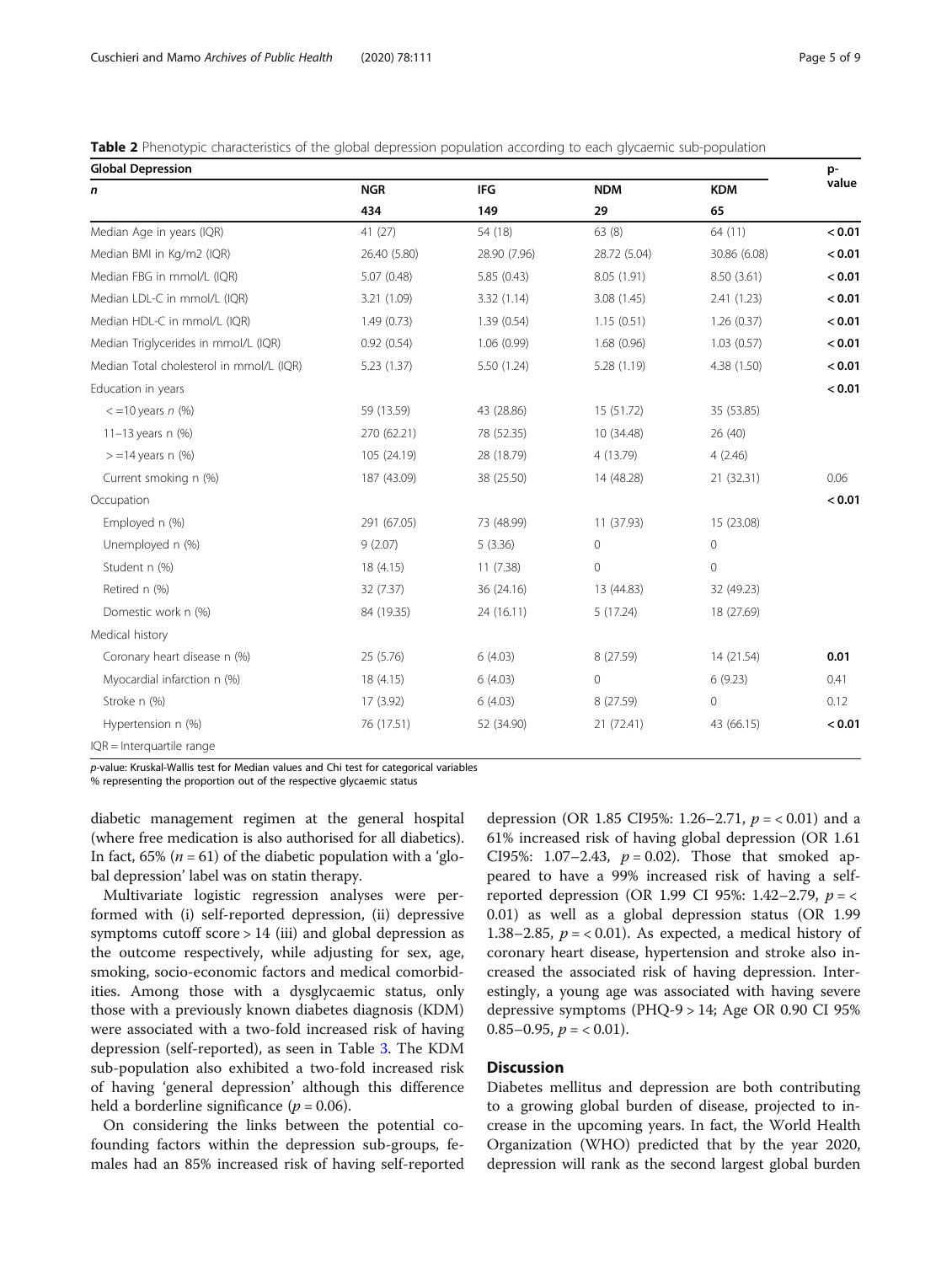**Table 2** Phenotypic characteristics of the global depression population according to each glycaemic sub-population

| Global Depression | | | | | p-value |
|---|---|---|---|---|---|
| *n* | NGR | IFG | NDM | KDM | |
| | 434 | 149 | 29 | 65 | |
| Median Age in years (IQR) | 41 (27) | 54 (18) | 63 (8) | 64 (11) | **< 0.01** |
| Median BMI in Kg/m2 (IQR) | 26.40 (5.80) | 28.90 (7.96) | 28.72 (5.04) | 30.86 (6.08) | **< 0.01** |
| Median FBG in mmol/L (IQR) | 5.07 (0.48) | 5.85 (0.43) | 8.05 (1.91) | 8.50 (3.61) | **< 0.01** |
| Median LDL-C in mmol/L (IQR) | 3.21 (1.09) | 3.32 (1.14) | 3.08 (1.45) | 2.41 (1.23) | **< 0.01** |
| Median HDL-C in mmol/L (IQR) | 1.49 (0.73) | 1.39 (0.54) | 1.15 (0.51) | 1.26 (0.37) | **< 0.01** |
| Median Triglycerides in mmol/L (IQR) | 0.92 (0.54) | 1.06 (0.99) | 1.68 (0.96) | 1.03 (0.57) | **< 0.01** |
| Median Total cholesterol in mmol/L (IQR) | 5.23 (1.37) | 5.50 (1.24) | 5.28 (1.19) | 4.38 (1.50) | **< 0.01** |
| Education in years | | | | | **< 0.01** |
| < =10 years *n* (%) | 59 (13.59) | 43 (28.86) | 15 (51.72) | 35 (53.85) | |
| 11–13 years n (%) | 270 (62.21) | 78 (52.35) | 10 (34.48) | 26 (40) | |
| > =14 years n (%) | 105 (24.19) | 28 (18.79) | 4 (13.79) | 4 (2.46) | |
| Current smoking n (%) | 187 (43.09) | 38 (25.50) | 14 (48.28) | 21 (32.31) | 0.06 |
| Occupation | | | | | **< 0.01** |
| Employed n (%) | 291 (67.05) | 73 (48.99) | 11 (37.93) | 15 (23.08) | |
| Unemployed n (%) | 9 (2.07) | 5 (3.36) | 0 | 0 | |
| Student n (%) | 18 (4.15) | 11 (7.38) | 0 | 0 | |
| Retired n (%) | 32 (7.37) | 36 (24.16) | 13 (44.83) | 32 (49.23) | |
| Domestic work n (%) | 84 (19.35) | 24 (16.11) | 5 (17.24) | 18 (27.69) | |
| Medical history | | | | | |
| Coronary heart disease n (%) | 25 (5.76) | 6 (4.03) | 8 (27.59) | 14 (21.54) | **0.01** |
| Myocardial infarction n (%) | 18 (4.15) | 6 (4.03) | 0 | 6 (9.23) | 0.41 |
| Stroke n (%) | 17 (3.92) | 6 (4.03) | 8 (27.59) | 0 | 0.12 |
| Hypertension n (%) | 76 (17.51) | 52 (34.90) | 21 (72.41) | 43 (66.15) | **< 0.01** |

IQR = Interquartile range

*p*-value: Kruskal-Wallis test for Median values and Chi test for categorical variables
% representing the proportion out of the respective glycaemic status

diabetic management regimen at the general hospital (where free medication is also authorised for all diabetics). In fact, 65% ($n = 61$) of the diabetic population with a 'global depression' label was on statin therapy.

Multivariate logistic regression analyses were performed with (i) self-reported depression, (ii) depressive symptoms cutoff score > 14 (iii) and global depression as the outcome respectively, while adjusting for sex, age, smoking, socio-economic factors and medical comorbidities. Among those with a dysglycaemic status, only those with a previously known diabetes diagnosis (KDM) were associated with a two-fold increased risk of having depression (self-reported), as seen in Table 3. The KDM sub-population also exhibited a two-fold increased risk of having 'general depression' although this difference held a borderline significance ($p = 0.06$).

On considering the links between the potential co-founding factors within the depression sub-groups, females had an 85% increased risk of having self-reported depression (OR 1.85 CI95%: 1.26–2.71, $p = < 0.01$) and a 61% increased risk of having global depression (OR 1.61 CI95%: 1.07–2.43, $p = 0.02$). Those that smoked appeared to have a 99% increased risk of having a self-reported depression (OR 1.99 CI 95%: 1.42–2.79, $p = < 0.01$) as well as a global depression status (OR 1.99 1.38–2.85, $p = < 0.01$). As expected, a medical history of coronary heart disease, hypertension and stroke also increased the associated risk of having depression. Interestingly, a young age was associated with having severe depressive symptoms (PHQ-9 > 14; Age OR 0.90 CI 95% 0.85–0.95, $p = < 0.01$).

## Discussion

Diabetes mellitus and depression are both contributing to a growing global burden of disease, projected to increase in the upcoming years. In fact, the World Health Organization (WHO) predicted that by the year 2020, depression will rank as the second largest global burden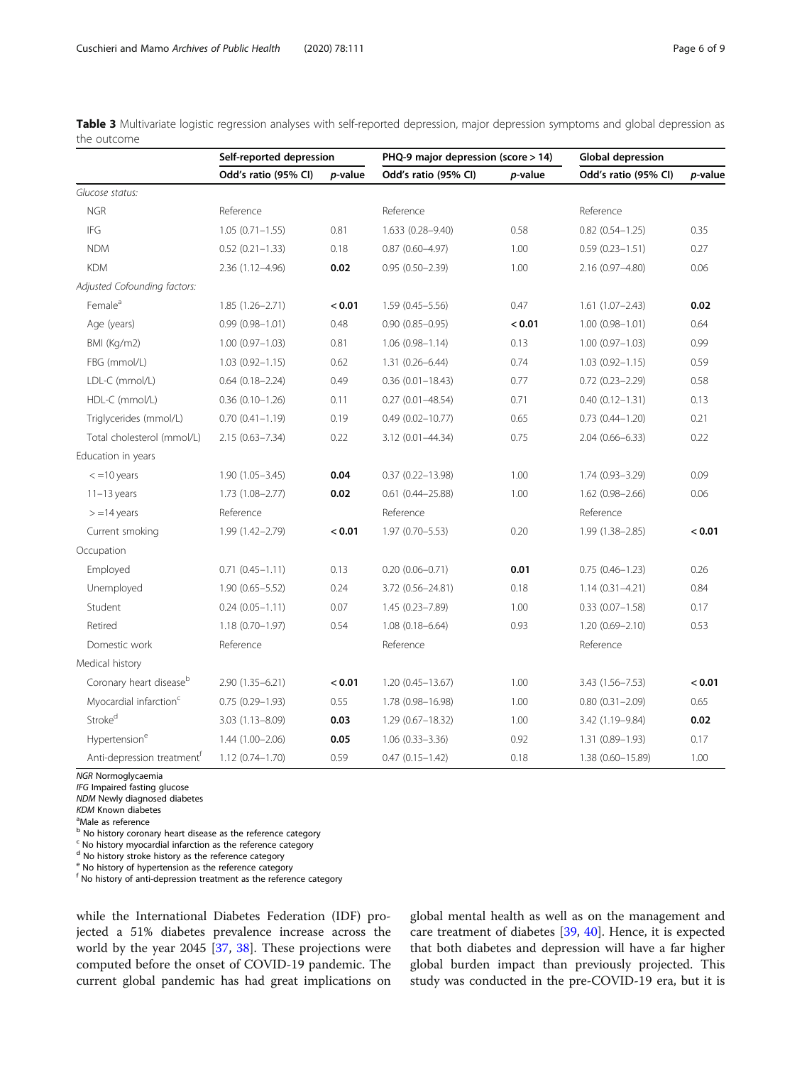**Table 3** Multivariate logistic regression analyses with self-reported depression, major depression symptoms and global depression as the outcome

| | Self-reported depression | | PHQ-9 major depression (score > 14) | | Global depression | |
|---|---|---|---|---|---|---|
| | Odd's ratio (95% CI) | *p*-value | Odd's ratio (95% CI) | *p*-value | Odd's ratio (95% CI) | *p*-value |
| *Glucose status:* | | | | | | |
| NGR | Reference | | Reference | | Reference | |
| IFG | 1.05 (0.71–1.55) | 0.81 | 1.633 (0.28–9.40) | 0.58 | 0.82 (0.54–1.25) | 0.35 |
| NDM | 0.52 (0.21–1.33) | 0.18 | 0.87 (0.60–4.97) | 1.00 | 0.59 (0.23–1.51) | 0.27 |
| KDM | 2.36 (1.12–4.96) | **0.02** | 0.95 (0.50–2.39) | 1.00 | 2.16 (0.97–4.80) | 0.06 |
| *Adjusted Cofounding factors:* | | | | | | |
| Female[a] | 1.85 (1.26–2.71) | **< 0.01** | 1.59 (0.45–5.56) | 0.47 | 1.61 (1.07–2.43) | **0.02** |
| Age (years) | 0.99 (0.98–1.01) | 0.48 | 0.90 (0.85–0.95) | **< 0.01** | 1.00 (0.98–1.01) | 0.64 |
| BMI (Kg/m2) | 1.00 (0.97–1.03) | 0.81 | 1.06 (0.98–1.14) | 0.13 | 1.00 (0.97–1.03) | 0.99 |
| FBG (mmol/L) | 1.03 (0.92–1.15) | 0.62 | 1.31 (0.26–6.44) | 0.74 | 1.03 (0.92–1.15) | 0.59 |
| LDL-C (mmol/L) | 0.64 (0.18–2.24) | 0.49 | 0.36 (0.01–18.43) | 0.77 | 0.72 (0.23–2.29) | 0.58 |
| HDL-C (mmol/L) | 0.36 (0.10–1.26) | 0.11 | 0.27 (0.01–48.54) | 0.71 | 0.40 (0.12–1.31) | 0.13 |
| Triglycerides (mmol/L) | 0.70 (0.41–1.19) | 0.19 | 0.49 (0.02–10.77) | 0.65 | 0.73 (0.44–1.20) | 0.21 |
| Total cholesterol (mmol/L) | 2.15 (0.63–7.34) | 0.22 | 3.12 (0.01–44.34) | 0.75 | 2.04 (0.66–6.33) | 0.22 |
| Education in years | | | | | | |
| < =10 years | 1.90 (1.05–3.45) | **0.04** | 0.37 (0.22–13.98) | 1.00 | 1.74 (0.93–3.29) | 0.09 |
| 11–13 years | 1.73 (1.08–2.77) | **0.02** | 0.61 (0.44–25.88) | 1.00 | 1.62 (0.98–2.66) | 0.06 |
| > =14 years | Reference | | Reference | | Reference | |
| Current smoking | 1.99 (1.42–2.79) | **< 0.01** | 1.97 (0.70–5.53) | 0.20 | 1.99 (1.38–2.85) | **< 0.01** |
| Occupation | | | | | | |
| Employed | 0.71 (0.45–1.11) | 0.13 | 0.20 (0.06–0.71) | **0.01** | 0.75 (0.46–1.23) | 0.26 |
| Unemployed | 1.90 (0.65–5.52) | 0.24 | 3.72 (0.56–24.81) | 0.18 | 1.14 (0.31–4.21) | 0.84 |
| Student | 0.24 (0.05–1.11) | 0.07 | 1.45 (0.23–7.89) | 1.00 | 0.33 (0.07–1.58) | 0.17 |
| Retired | 1.18 (0.70–1.97) | 0.54 | 1.08 (0.18–6.64) | 0.93 | 1.20 (0.69–2.10) | 0.53 |
| Domestic work | Reference | | Reference | | Reference | |
| Medical history | | | | | | |
| Coronary heart disease[b] | 2.90 (1.35–6.21) | **< 0.01** | 1.20 (0.45–13.67) | 1.00 | 3.43 (1.56–7.53) | **< 0.01** |
| Myocardial infarction[c] | 0.75 (0.29–1.93) | 0.55 | 1.78 (0.98–16.98) | 1.00 | 0.80 (0.31–2.09) | 0.65 |
| Stroke[d] | 3.03 (1.13–8.09) | **0.03** | 1.29 (0.67–18.32) | 1.00 | 3.42 (1.19–9.84) | **0.02** |
| Hypertension[e] | 1.44 (1.00–2.06) | **0.05** | 1.06 (0.33–3.36) | 0.92 | 1.31 (0.89–1.93) | 0.17 |
| Anti-depression treatment[f] | 1.12 (0.74–1.70) | 0.59 | 0.47 (0.15–1.42) | 0.18 | 1.38 (0.60–15.89) | 1.00 |

*NGR* Normoglycaemia
*IFG* Impaired fasting glucose
*NDM* Newly diagnosed diabetes
*KDM* Known diabetes
[a]Male as reference
[b] No history coronary heart disease as the reference category
[c] No history myocardial infarction as the reference category
[d] No history stroke history as the reference category
[e] No history of hypertension as the reference category
[f] No history of anti-depression treatment as the reference category

while the International Diabetes Federation (IDF) projected a 51% diabetes prevalence increase across the world by the year 2045 [37, 38]. These projections were computed before the onset of COVID-19 pandemic. The current global pandemic has had great implications on global mental health as well as on the management and care treatment of diabetes [39, 40]. Hence, it is expected that both diabetes and depression will have a far higher global burden impact than previously projected. This study was conducted in the pre-COVID-19 era, but it is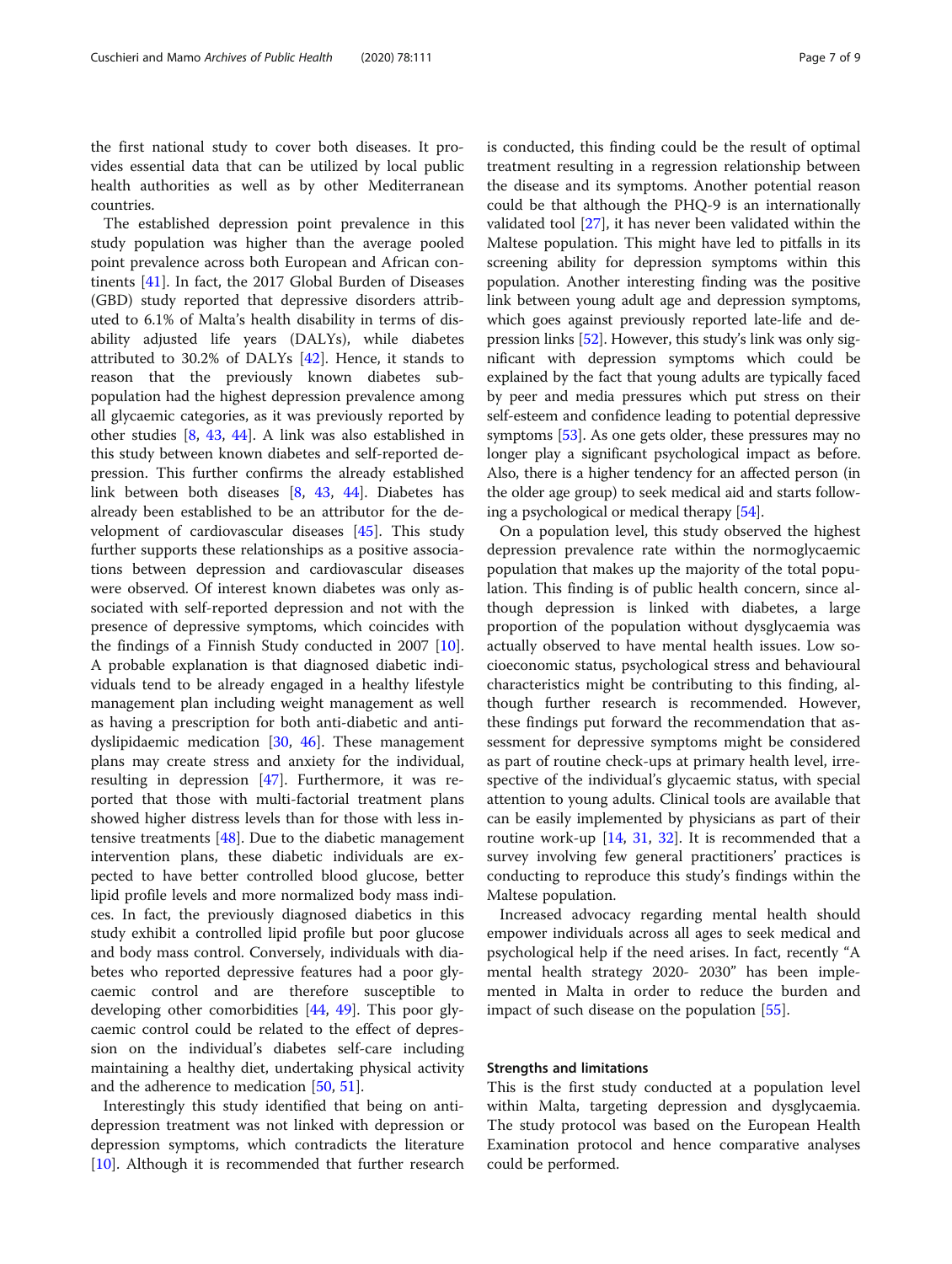the first national study to cover both diseases. It provides essential data that can be utilized by local public health authorities as well as by other Mediterranean countries.

The established depression point prevalence in this study population was higher than the average pooled point prevalence across both European and African continents [41]. In fact, the 2017 Global Burden of Diseases (GBD) study reported that depressive disorders attributed to 6.1% of Malta's health disability in terms of disability adjusted life years (DALYs), while diabetes attributed to 30.2% of DALYs [42]. Hence, it stands to reason that the previously known diabetes subpopulation had the highest depression prevalence among all glycaemic categories, as it was previously reported by other studies [8, 43, 44]. A link was also established in this study between known diabetes and self-reported depression. This further confirms the already established link between both diseases [8, 43, 44]. Diabetes has already been established to be an attributor for the development of cardiovascular diseases [45]. This study further supports these relationships as a positive associations between depression and cardiovascular diseases were observed. Of interest known diabetes was only associated with self-reported depression and not with the presence of depressive symptoms, which coincides with the findings of a Finnish Study conducted in 2007 [10]. A probable explanation is that diagnosed diabetic individuals tend to be already engaged in a healthy lifestyle management plan including weight management as well as having a prescription for both anti-diabetic and anti-dyslipidaemic medication [30, 46]. These management plans may create stress and anxiety for the individual, resulting in depression [47]. Furthermore, it was reported that those with multi-factorial treatment plans showed higher distress levels than for those with less intensive treatments [48]. Due to the diabetic management intervention plans, these diabetic individuals are expected to have better controlled blood glucose, better lipid profile levels and more normalized body mass indices. In fact, the previously diagnosed diabetics in this study exhibit a controlled lipid profile but poor glucose and body mass control. Conversely, individuals with diabetes who reported depressive features had a poor glycaemic control and are therefore susceptible to developing other comorbidities [44, 49]. This poor glycaemic control could be related to the effect of depression on the individual's diabetes self-care including maintaining a healthy diet, undertaking physical activity and the adherence to medication [50, 51].

Interestingly this study identified that being on anti-depression treatment was not linked with depression or depression symptoms, which contradicts the literature [10]. Although it is recommended that further research is conducted, this finding could be the result of optimal treatment resulting in a regression relationship between the disease and its symptoms. Another potential reason could be that although the PHQ-9 is an internationally validated tool [27], it has never been validated within the Maltese population. This might have led to pitfalls in its screening ability for depression symptoms within this population. Another interesting finding was the positive link between young adult age and depression symptoms, which goes against previously reported late-life and depression links [52]. However, this study's link was only significant with depression symptoms which could be explained by the fact that young adults are typically faced by peer and media pressures which put stress on their self-esteem and confidence leading to potential depressive symptoms [53]. As one gets older, these pressures may no longer play a significant psychological impact as before. Also, there is a higher tendency for an affected person (in the older age group) to seek medical aid and starts following a psychological or medical therapy [54].

On a population level, this study observed the highest depression prevalence rate within the normoglycaemic population that makes up the majority of the total population. This finding is of public health concern, since although depression is linked with diabetes, a large proportion of the population without dysglycaemia was actually observed to have mental health issues. Low socioeconomic status, psychological stress and behavioural characteristics might be contributing to this finding, although further research is recommended. However, these findings put forward the recommendation that assessment for depressive symptoms might be considered as part of routine check-ups at primary health level, irrespective of the individual's glycaemic status, with special attention to young adults. Clinical tools are available that can be easily implemented by physicians as part of their routine work-up [14, 31, 32]. It is recommended that a survey involving few general practitioners' practices is conducting to reproduce this study's findings within the Maltese population.

Increased advocacy regarding mental health should empower individuals across all ages to seek medical and psychological help if the need arises. In fact, recently "A mental health strategy 2020- 2030" has been implemented in Malta in order to reduce the burden and impact of such disease on the population [55].

## Strengths and limitations

This is the first study conducted at a population level within Malta, targeting depression and dysglycaemia. The study protocol was based on the European Health Examination protocol and hence comparative analyses could be performed.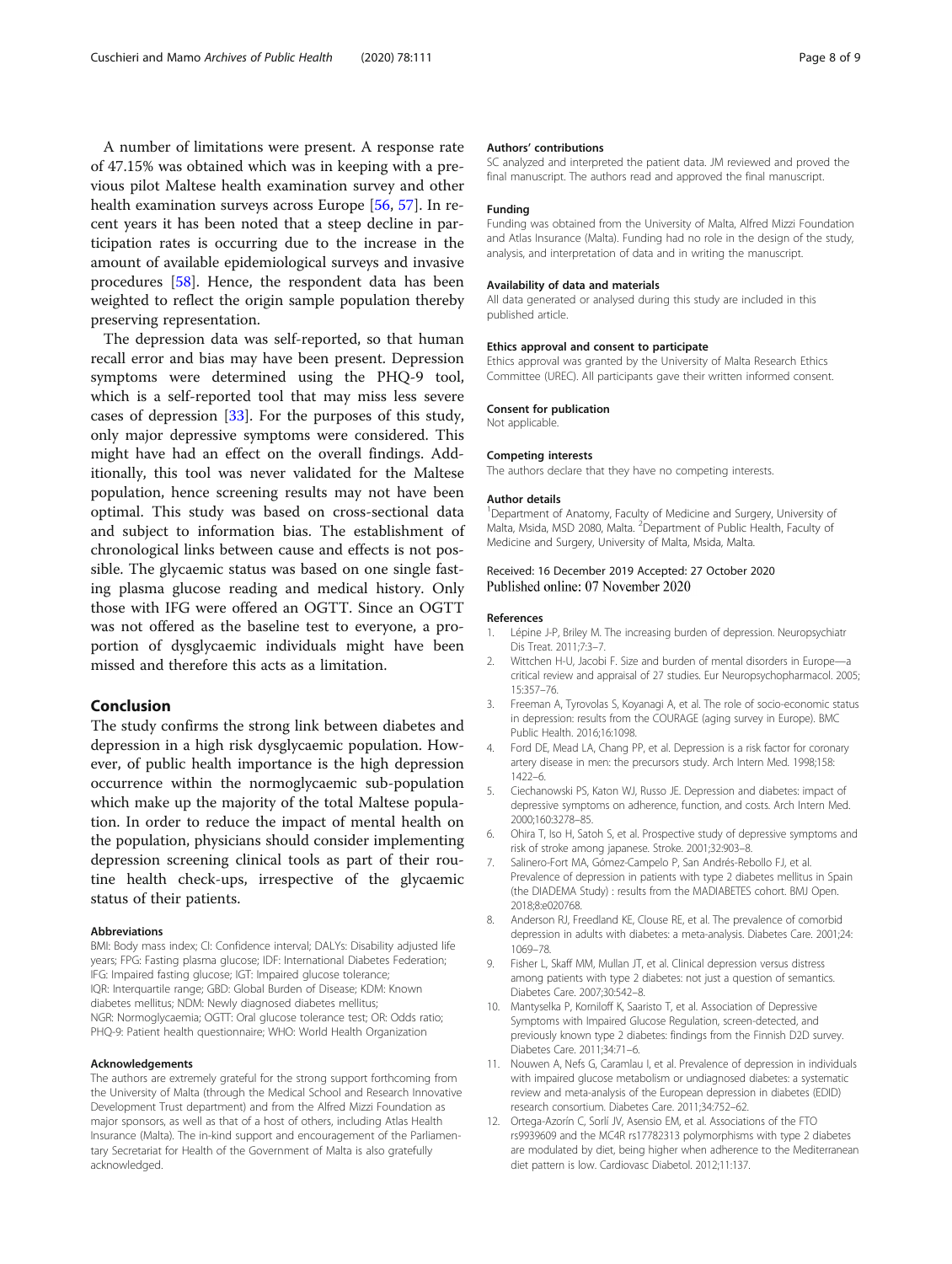A number of limitations were present. A response rate of 47.15% was obtained which was in keeping with a previous pilot Maltese health examination survey and other health examination surveys across Europe [56, 57]. In recent years it has been noted that a steep decline in participation rates is occurring due to the increase in the amount of available epidemiological surveys and invasive procedures [58]. Hence, the respondent data has been weighted to reflect the origin sample population thereby preserving representation.

The depression data was self-reported, so that human recall error and bias may have been present. Depression symptoms were determined using the PHQ-9 tool, which is a self-reported tool that may miss less severe cases of depression [33]. For the purposes of this study, only major depressive symptoms were considered. This might have had an effect on the overall findings. Additionally, this tool was never validated for the Maltese population, hence screening results may not have been optimal. This study was based on cross-sectional data and subject to information bias. The establishment of chronological links between cause and effects is not possible. The glycaemic status was based on one single fasting plasma glucose reading and medical history. Only those with IFG were offered an OGTT. Since an OGTT was not offered as the baseline test to everyone, a proportion of dysglycaemic individuals might have been missed and therefore this acts as a limitation.

## Conclusion

The study confirms the strong link between diabetes and depression in a high risk dysglycaemic population. However, of public health importance is the high depression occurrence within the normoglycaemic sub-population which make up the majority of the total Maltese population. In order to reduce the impact of mental health on the population, physicians should consider implementing depression screening clinical tools as part of their routine health check-ups, irrespective of the glycaemic status of their patients.

#### Abbreviations

BMI: Body mass index; CI: Confidence interval; DALYs: Disability adjusted life years; FPG: Fasting plasma glucose; IDF: International Diabetes Federation; IFG: Impaired fasting glucose; IGT: Impaired glucose tolerance; IQR: Interquartile range; GBD: Global Burden of Disease; KDM: Known diabetes mellitus; NDM: Newly diagnosed diabetes mellitus; NGR: Normoglycaemia; OGTT: Oral glucose tolerance test; OR: Odds ratio; PHQ-9: Patient health questionnaire; WHO: World Health Organization

#### Acknowledgements

The authors are extremely grateful for the strong support forthcoming from the University of Malta (through the Medical School and Research Innovative Development Trust department) and from the Alfred Mizzi Foundation as major sponsors, as well as that of a host of others, including Atlas Health Insurance (Malta). The in-kind support and encouragement of the Parliamentary Secretariat for Health of the Government of Malta is also gratefully acknowledged.

#### Authors' contributions

SC analyzed and interpreted the patient data. JM reviewed and proved the final manuscript. The authors read and approved the final manuscript.

#### Funding

Funding was obtained from the University of Malta, Alfred Mizzi Foundation and Atlas Insurance (Malta). Funding had no role in the design of the study, analysis, and interpretation of data and in writing the manuscript.

#### Availability of data and materials

All data generated or analysed during this study are included in this published article.

#### Ethics approval and consent to participate

Ethics approval was granted by the University of Malta Research Ethics Committee (UREC). All participants gave their written informed consent.

#### Consent for publication

Not applicable.

#### Competing interests

The authors declare that they have no competing interests.

#### Author details

[1]Department of Anatomy, Faculty of Medicine and Surgery, University of Malta, Msida, MSD 2080, Malta. [2]Department of Public Health, Faculty of Medicine and Surgery, University of Malta, Msida, Malta.

Received: 16 December 2019 Accepted: 27 October 2020
Published online: 07 November 2020

#### References

1. Lépine J-P, Briley M. The increasing burden of depression. Neuropsychiatr Dis Treat. 2011;7:3–7.
2. Wittchen H-U, Jacobi F. Size and burden of mental disorders in Europe—a critical review and appraisal of 27 studies. Eur Neuropsychopharmacol. 2005; 15:357–76.
3. Freeman A, Tyrovolas S, Koyanagi A, et al. The role of socio-economic status in depression: results from the COURAGE (aging survey in Europe). BMC Public Health. 2016;16:1098.
4. Ford DE, Mead LA, Chang PP, et al. Depression is a risk factor for coronary artery disease in men: the precursors study. Arch Intern Med. 1998;158: 1422–6.
5. Ciechanowski PS, Katon WJ, Russo JE. Depression and diabetes: impact of depressive symptoms on adherence, function, and costs. Arch Intern Med. 2000;160:3278–85.
6. Ohira T, Iso H, Satoh S, et al. Prospective study of depressive symptoms and risk of stroke among japanese. Stroke. 2001;32:903–8.
7. Salinero-Fort MA, Gómez-Campelo P, San Andrés-Rebollo FJ, et al. Prevalence of depression in patients with type 2 diabetes mellitus in Spain (the DIADEMA Study) : results from the MADIABETES cohort. BMJ Open. 2018;8:e020768.
8. Anderson RJ, Freedland KE, Clouse RE, et al. The prevalence of comorbid depression in adults with diabetes: a meta-analysis. Diabetes Care. 2001;24: 1069–78.
9. Fisher L, Skaff MM, Mullan JT, et al. Clinical depression versus distress among patients with type 2 diabetes: not just a question of semantics. Diabetes Care. 2007;30:542–8.
10. Mantyselka P, Korniloff K, Saaristo T, et al. Association of Depressive Symptoms with Impaired Glucose Regulation, screen-detected, and previously known type 2 diabetes: findings from the Finnish D2D survey. Diabetes Care. 2011;34:71–6.
11. Nouwen A, Nefs G, Caramlau I, et al. Prevalence of depression in individuals with impaired glucose metabolism or undiagnosed diabetes: a systematic review and meta-analysis of the European depression in diabetes (EDID) research consortium. Diabetes Care. 2011;34:752–62.
12. Ortega-Azorín C, Sorlí JV, Asensio EM, et al. Associations of the FTO rs9939609 and the MC4R rs17782313 polymorphisms with type 2 diabetes are modulated by diet, being higher when adherence to the Mediterranean diet pattern is low. Cardiovasc Diabetol. 2012;11:137.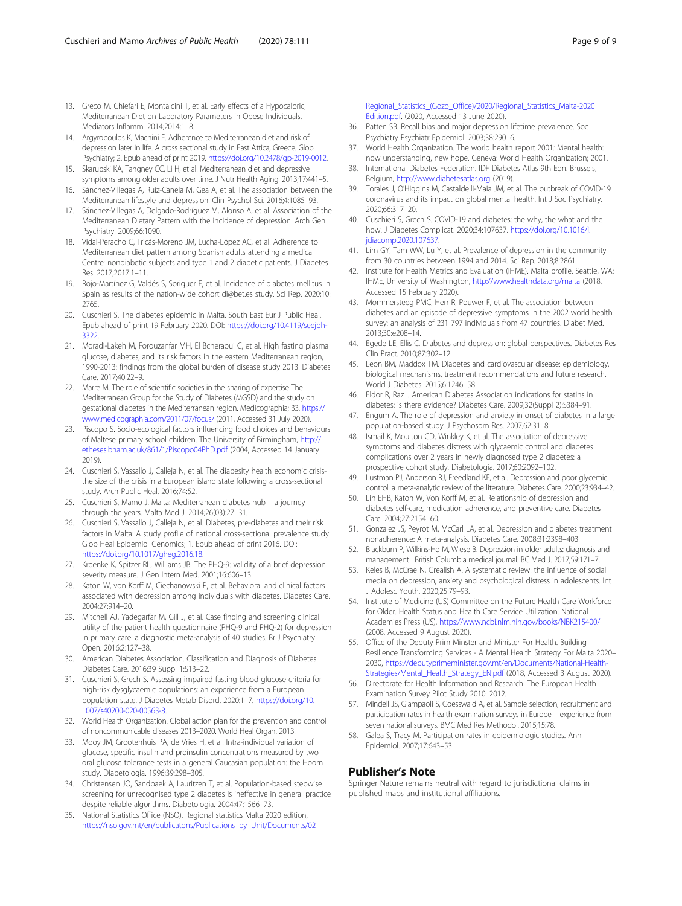13. Greco M, Chiefari E, Montalcini T, et al. Early effects of a Hypocaloric, Mediterranean Diet on Laboratory Parameters in Obese Individuals. Mediators Inflamm. 2014;2014:1–8.
14. Argyropoulos K, Machini E. Adherence to Mediterranean diet and risk of depression later in life. A cross sectional study in East Attica, Greece. Glob Psychiatry; 2. Epub ahead of print 2019. https://doi.org/10.2478/gp-2019-0012.
15. Skarupski KA, Tangney CC, Li H, et al. Mediterranean diet and depressive symptoms among older adults over time. J Nutr Health Aging. 2013;17:441–5.
16. Sánchez-Villegas A, Ruíz-Canela M, Gea A, et al. The association between the Mediterranean lifestyle and depression. Clin Psychol Sci. 2016;4:1085–93.
17. Sánchez-Villegas A, Delgado-Rodríguez M, Alonso A, et al. Association of the Mediterranean Dietary Pattern with the incidence of depression. Arch Gen Psychiatry. 2009;66:1090.
18. Vidal-Peracho C, Tricás-Moreno JM, Lucha-López AC, et al. Adherence to Mediterranean diet pattern among Spanish adults attending a medical Centre: nondiabetic subjects and type 1 and 2 diabetic patients. J Diabetes Res. 2017;2017:1–11.
19. Rojo-Martínez G, Valdés S, Soriguer F, et al. Incidence of diabetes mellitus in Spain as results of the nation-wide cohort di@bet.es study. Sci Rep. 2020;10: 2765.
20. Cuschieri S. The diabetes epidemic in Malta. South East Eur J Public Heal. Epub ahead of print 19 February 2020. DOI: https://doi.org/10.4119/seejph-3322.
21. Moradi-Lakeh M, Forouzanfar MH, El Bcheraoui C, et al. High fasting plasma glucose, diabetes, and its risk factors in the eastern Mediterranean region, 1990-2013: findings from the global burden of disease study 2013. Diabetes Care. 2017;40:22–9.
22. Marre M. The role of scientific societies in the sharing of expertise The Mediterranean Group for the Study of Diabetes (MGSD) and the study on gestational diabetes in the Mediterranean region. Medicographia; 33, https://www.medicographia.com/2011/07/focus/ (2011, Accessed 31 July 2020).
23. Piscopo S. Socio-ecological factors influencing food choices and behaviours of Maltese primary school children. The University of Birmingham, http://etheses.bham.ac.uk/861/1/Piscopo04PhD.pdf (2004, Accessed 14 January 2019).
24. Cuschieri S, Vassallo J, Calleja N, et al. The diabesity health economic crisis-the size of the crisis in a European island state following a cross-sectional study. Arch Public Heal. 2016;74:52.
25. Cuschieri S, Mamo J. Malta: Mediterranean diabetes hub – a journey through the years. Malta Med J. 2014;26(03):27–31.
26. Cuschieri S, Vassallo J, Calleja N, et al. Diabetes, pre-diabetes and their risk factors in Malta: A study profile of national cross-sectional prevalence study. Glob Heal Epidemiol Genomics; 1. Epub ahead of print 2016. DOI: https://doi.org/10.1017/gheg.2016.18.
27. Kroenke K, Spitzer RL, Williams JB. The PHQ-9: validity of a brief depression severity measure. J Gen Intern Med. 2001;16:606–13.
28. Katon W, von Korff M, Ciechanowski P, et al. Behavioral and clinical factors associated with depression among individuals with diabetes. Diabetes Care. 2004;27:914–20.
29. Mitchell AJ, Yadegarfar M, Gill J, et al. Case finding and screening clinical utility of the patient health questionnaire (PHQ-9 and PHQ-2) for depression in primary care: a diagnostic meta-analysis of 40 studies. Br J Psychiatry Open. 2016;2:127–38.
30. American Diabetes Association. Classification and Diagnosis of Diabetes. Diabetes Care. 2016;39 Suppl 1:S13–22.
31. Cuschieri S, Grech S. Assessing impaired fasting blood glucose criteria for high-risk dysglycaemic populations: an experience from a European population state. J Diabetes Metab Disord. 2020:1–7. https://doi.org/10.1007/s40200-020-00563-8.
32. World Health Organization. Global action plan for the prevention and control of noncommunicable diseases 2013–2020. World Heal Organ. 2013.
33. Mooy JM, Grootenhuis PA, de Vries H, et al. Intra-individual variation of glucose, specific insulin and proinsulin concentrations measured by two oral glucose tolerance tests in a general Caucasian population: the Hoorn study. Diabetologia. 1996;39:298–305.
34. Christensen JO, Sandbaek A, Lauritzen T, et al. Population-based stepwise screening for unrecognised type 2 diabetes is ineffective in general practice despite reliable algorithms. Diabetologia. 2004;47:1566–73.
35. National Statistics Office (NSO). Regional statistics Malta 2020 edition, https://nso.gov.mt/en/publicatons/Publications_by_Unit/Documents/02_Regional_Statistics_(Gozo_Office)/2020/Regional_Statistics_Malta-2020 Edition.pdf. (2020, Accessed 13 June 2020).
36. Patten SB. Recall bias and major depression lifetime prevalence. Soc Psychiatry Psychiatr Epidemiol. 2003;38:290–6.
37. World Health Organization. The world health report 2001: Mental health: now understanding, new hope. Geneva: World Health Organization; 2001.
38. International Diabetes Federation. IDF Diabetes Atlas 9th Edn. Brussels, Belgium, http://www.diabetesatlas.org (2019).
39. Torales J, O'Higgins M, Castaldelli-Maia JM, et al. The outbreak of COVID-19 coronavirus and its impact on global mental health. Int J Soc Psychiatry. 2020;66:317–20.
40. Cuschieri S, Grech S. COVID-19 and diabetes: the why, the what and the how. J Diabetes Complicat. 2020;34:107637. https://doi.org/10.1016/j.jdiacomp.2020.107637.
41. Lim GY, Tam WW, Lu Y, et al. Prevalence of depression in the community from 30 countries between 1994 and 2014. Sci Rep. 2018;8:2861.
42. Institute for Health Metrics and Evaluation (IHME). Malta profile. Seattle, WA: IHME, University of Washington, http://www.healthdata.org/malta (2018, Accessed 15 February 2020).
43. Mommersteeg PMC, Herr R, Pouwer F, et al. The association between diabetes and an episode of depressive symptoms in the 2002 world health survey: an analysis of 231 797 individuals from 47 countries. Diabet Med. 2013;30:e208–14.
44. Egede LE, Ellis C. Diabetes and depression: global perspectives. Diabetes Res Clin Pract. 2010;87:302–12.
45. Leon BM, Maddox TM. Diabetes and cardiovascular disease: epidemiology, biological mechanisms, treatment recommendations and future research. World J Diabetes. 2015;6:1246–58.
46. Eldor R, Raz I. American Diabetes Association indications for statins in diabetes: is there evidence? Diabetes Care. 2009;32(Suppl 2):S384–91.
47. Engum A. The role of depression and anxiety in onset of diabetes in a large population-based study. J Psychosom Res. 2007;62:31–8.
48. Ismail K, Moulton CD, Winkley K, et al. The association of depressive symptoms and diabetes distress with glycaemic control and diabetes complications over 2 years in newly diagnosed type 2 diabetes: a prospective cohort study. Diabetologia. 2017;60:2092–102.
49. Lustman PJ, Anderson RJ, Freedland KE, et al. Depression and poor glycemic control: a meta-analytic review of the literature. Diabetes Care. 2000;23:934–42.
50. Lin EHB, Katon W, Von Korff M, et al. Relationship of depression and diabetes self-care, medication adherence, and preventive care. Diabetes Care. 2004;27:2154–60.
51. Gonzalez JS, Peyrot M, McCarl LA, et al. Depression and diabetes treatment nonadherence: A meta-analysis. Diabetes Care. 2008;31:2398–403.
52. Blackburn P, Wilkins-Ho M, Wiese B. Depression in older adults: diagnosis and management | British Columbia medical journal. BC Med J. 2017;59:171–7.
53. Keles B, McCrae N, Grealish A. A systematic review: the influence of social media on depression, anxiety and psychological distress in adolescents. Int J Adolesc Youth. 2020;25:79–93.
54. Institute of Medicine (US) Committee on the Future Health Care Workforce for Older. Health Status and Health Care Service Utilization. National Academies Press (US), https://www.ncbi.nlm.nih.gov/books/NBK215400/ (2008, Accessed 9 August 2020).
55. Office of the Deputy Prim Minster and Minister For Health. Building Resilience Transforming Services - A Mental Health Strategy For Malta 2020–2030, https://deputyprimeminister.gov.mt/en/Documents/National-Health-Strategies/Mental_Health_Strategy_EN.pdf (2018, Accessed 3 August 2020).
56. Directorate for Health Information and Research. The European Health Examination Survey Pilot Study 2010. 2012.
57. Mindell JS, Giampaoli S, Goesswald A, et al. Sample selection, recruitment and participation rates in health examination surveys in Europe – experience from seven national surveys. BMC Med Res Methodol. 2015;15:78.
58. Galea S, Tracy M. Participation rates in epidemiologic studies. Ann Epidemiol. 2007;17:643–53.

## Publisher's Note

Springer Nature remains neutral with regard to jurisdictional claims in published maps and institutional affiliations.